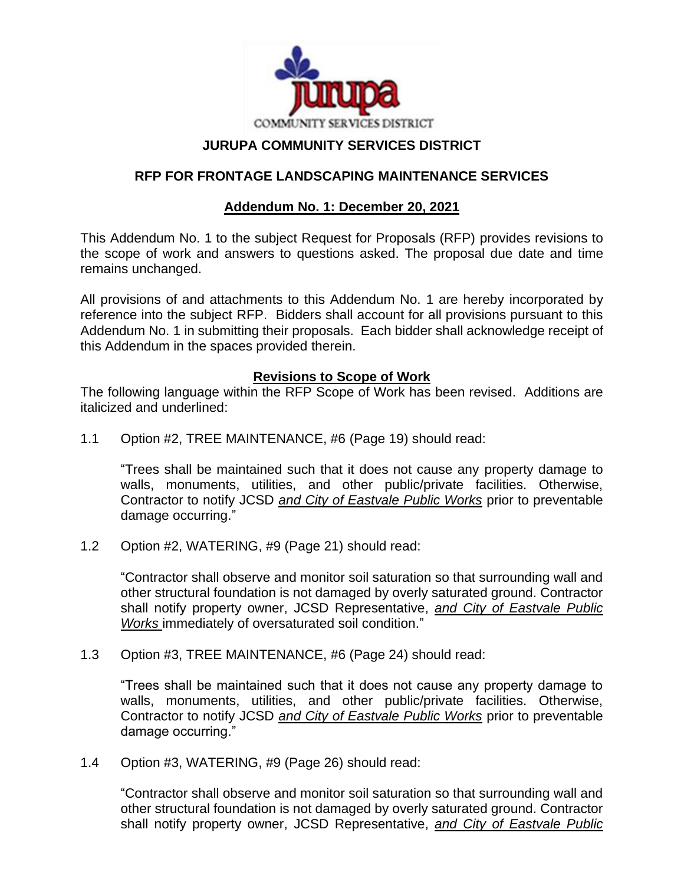JURUPA COMMUNITY SERVICES DISTRICT

# JURUPA COMMUNITY SERVICES DISTRICT

## RFP FOR FRONTAGE LANDSCAPING MAINTENANCE SERVICES

### Addendum No. 1: December 20, 2021

This Addendum No. 1 to the subject Request for Proposals (RFP) provides revisions to the scope of work and answers to questions asked. The proposal due date and time remains unchanged.

All provisions of and attachments to this Addendum No. 1 are hereby incorporated by reference into the subject RFP. Bidders shall account for all provisions pursuant to this Addendum No. 1 in submitting their proposals. Each bidder shall acknowledge receipt of this Addendum in the spaces provided therein.

### Revisions to Scope of Work

The following language within the RFP Scope of Work has been revised. Additions are italicized and underlined:

1.1 Option #2, TREE MAINTENANCE, #6 (Page 19) should read:

"Trees shall be maintained such that it does not cause any property damage to walls, monuments, utilities, and other public/private facilities. Otherwise, Contractor to notify JCSD <u>*and City of Eastvale Public Works*</u> prior to preventable damage occurring."

1.2 Option #2, WATERING, #9 (Page 21) should read:

"Contractor shall observe and monitor soil saturation so that surrounding wall and other structural foundation is not damaged by overly saturated ground. Contractor shall notify property owner, JCSD Representative, <u>*and City of Eastvale Public Works*</u> immediately of oversaturated soil condition."

1.3 Option #3, TREE MAINTENANCE, #6 (Page 24) should read:

"Trees shall be maintained such that it does not cause any property damage to walls, monuments, utilities, and other public/private facilities. Otherwise, Contractor to notify JCSD <u>*and City of Eastvale Public Works*</u> prior to preventable damage occurring."

1.4 Option #3, WATERING, #9 (Page 26) should read:

"Contractor shall observe and monitor soil saturation so that surrounding wall and other structural foundation is not damaged by overly saturated ground. Contractor shall notify property owner, JCSD Representative, <u>*and City of Eastvale Public*</u>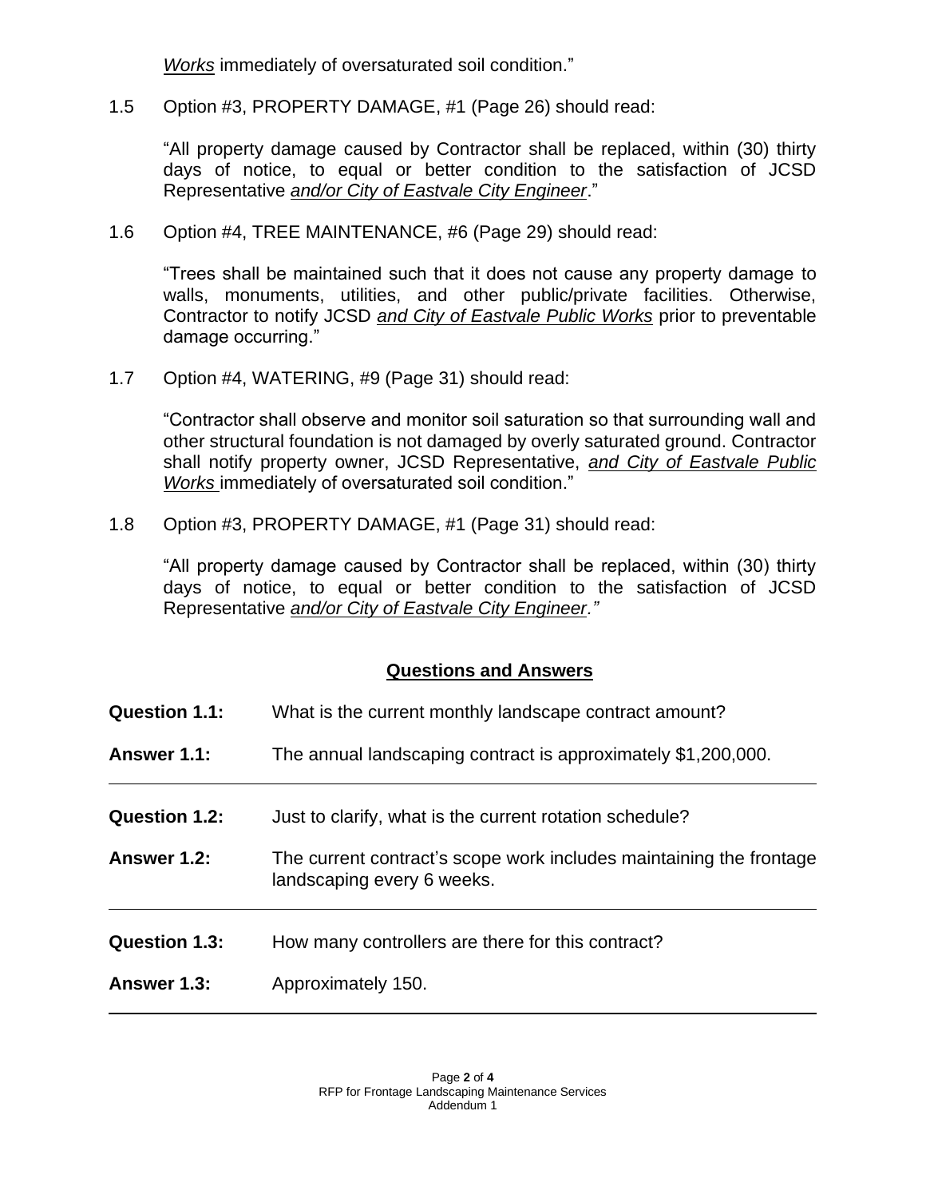*Works* immediately of oversaturated soil condition."

1.5 Option #3, PROPERTY DAMAGE, #1 (Page 26) should read:

"All property damage caused by Contractor shall be replaced, within (30) thirty days of notice, to equal or better condition to the satisfaction of JCSD Representative *and/or City of Eastvale City Engineer*."

1.6 Option #4, TREE MAINTENANCE, #6 (Page 29) should read:

"Trees shall be maintained such that it does not cause any property damage to walls, monuments, utilities, and other public/private facilities. Otherwise, Contractor to notify JCSD *and City of Eastvale Public Works* prior to preventable damage occurring."

1.7 Option #4, WATERING, #9 (Page 31) should read:

"Contractor shall observe and monitor soil saturation so that surrounding wall and other structural foundation is not damaged by overly saturated ground. Contractor shall notify property owner, JCSD Representative, *and City of Eastvale Public Works* immediately of oversaturated soil condition."

1.8 Option #3, PROPERTY DAMAGE, #1 (Page 31) should read:

"All property damage caused by Contractor shall be replaced, within (30) thirty days of notice, to equal or better condition to the satisfaction of JCSD Representative *and/or City of Eastvale City Engineer."*

## Questions and Answers

**Question 1.1:** What is the current monthly landscape contract amount?

**Answer 1.1:** The annual landscaping contract is approximately $1,200,000.

---

**Question 1.2:** Just to clarify, what is the current rotation schedule?

**Answer 1.2:** The current contract's scope work includes maintaining the frontage landscaping every 6 weeks.

---

**Question 1.3:** How many controllers are there for this contract?

**Answer 1.3:** Approximately 150.

---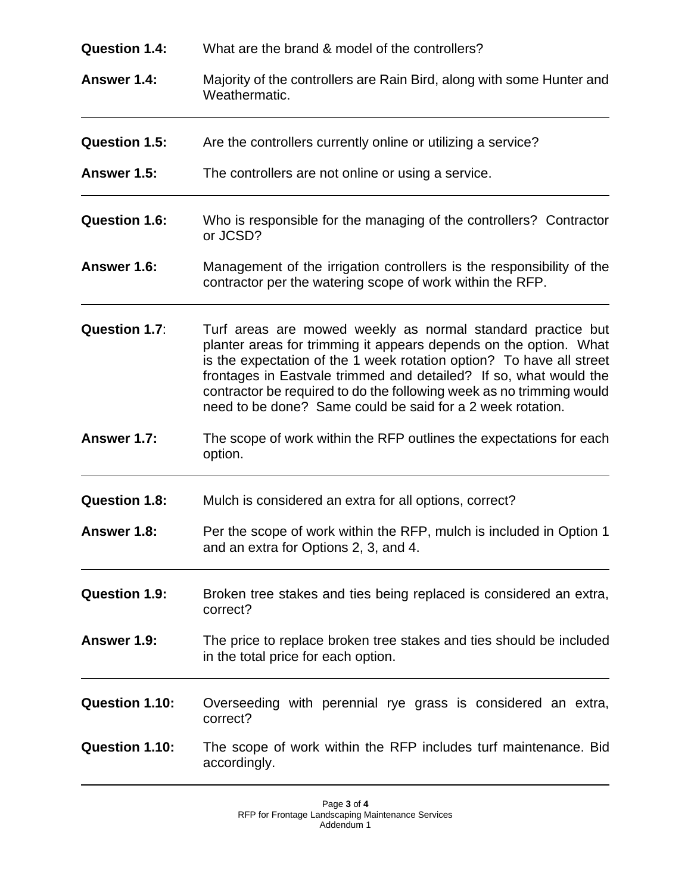**Question 1.4:** What are the brand & model of the controllers?

**Answer 1.4:** Majority of the controllers are Rain Bird, along with some Hunter and Weathermatic.

---

**Question 1.5:** Are the controllers currently online or utilizing a service?

**Answer 1.5:** The controllers are not online or using a service.

---

**Question 1.6:** Who is responsible for the managing of the controllers? Contractor or JCSD?

**Answer 1.6:** Management of the irrigation controllers is the responsibility of the contractor per the watering scope of work within the RFP.

---

**Question 1.7**: Turf areas are mowed weekly as normal standard practice but planter areas for trimming it appears depends on the option. What is the expectation of the 1 week rotation option? To have all street frontages in Eastvale trimmed and detailed? If so, what would the contractor be required to do the following week as no trimming would need to be done? Same could be said for a 2 week rotation.

**Answer 1.7:** The scope of work within the RFP outlines the expectations for each option.

---

**Question 1.8:** Mulch is considered an extra for all options, correct?

**Answer 1.8:** Per the scope of work within the RFP, mulch is included in Option 1 and an extra for Options 2, 3, and 4.

---

**Question 1.9:** Broken tree stakes and ties being replaced is considered an extra, correct?

**Answer 1.9:** The price to replace broken tree stakes and ties should be included in the total price for each option.

---

**Question 1.10:** Overseeding with perennial rye grass is considered an extra, correct?

**Question 1.10:** The scope of work within the RFP includes turf maintenance. Bid accordingly.

---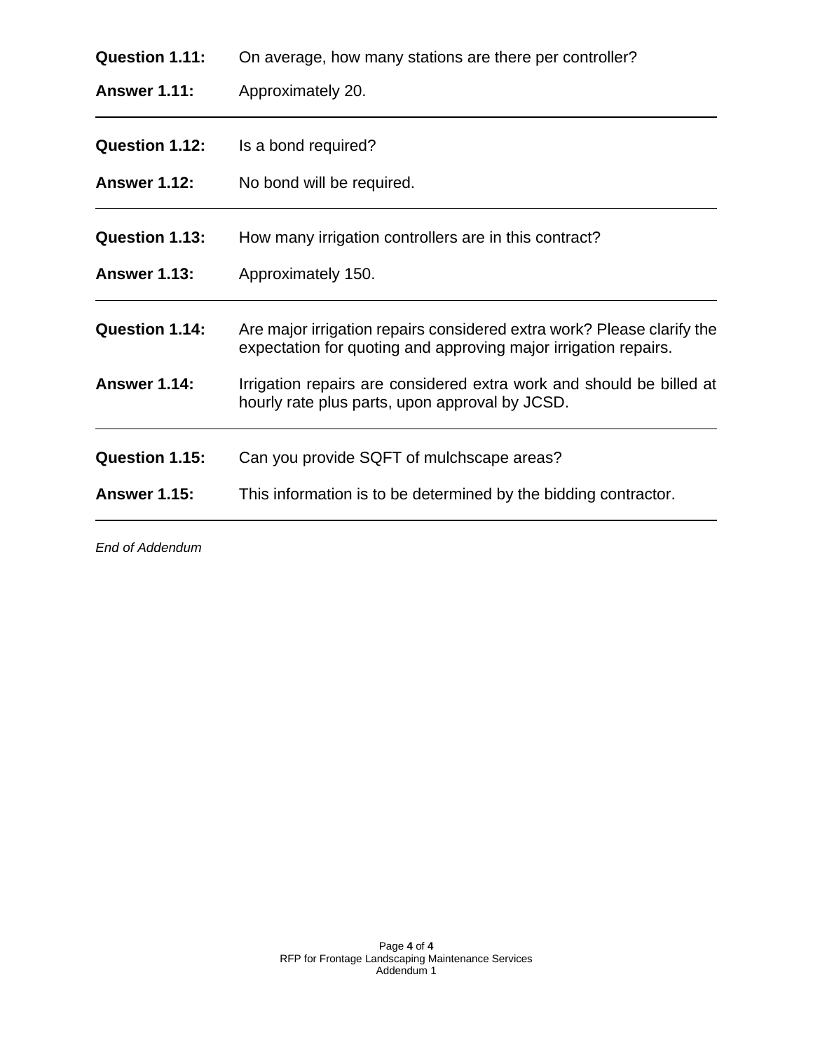**Question 1.11:** On average, how many stations are there per controller?

**Answer 1.11:** Approximately 20.

---

**Question 1.12:** Is a bond required?

**Answer 1.12:** No bond will be required.

---

**Question 1.13:** How many irrigation controllers are in this contract?

**Answer 1.13:** Approximately 150.

---

**Question 1.14:** Are major irrigation repairs considered extra work? Please clarify the expectation for quoting and approving major irrigation repairs.

**Answer 1.14:** Irrigation repairs are considered extra work and should be billed at hourly rate plus parts, upon approval by JCSD.

---

**Question 1.15:** Can you provide SQFT of mulchscape areas?

**Answer 1.15:** This information is to be determined by the bidding contractor.

---

*End of Addendum*